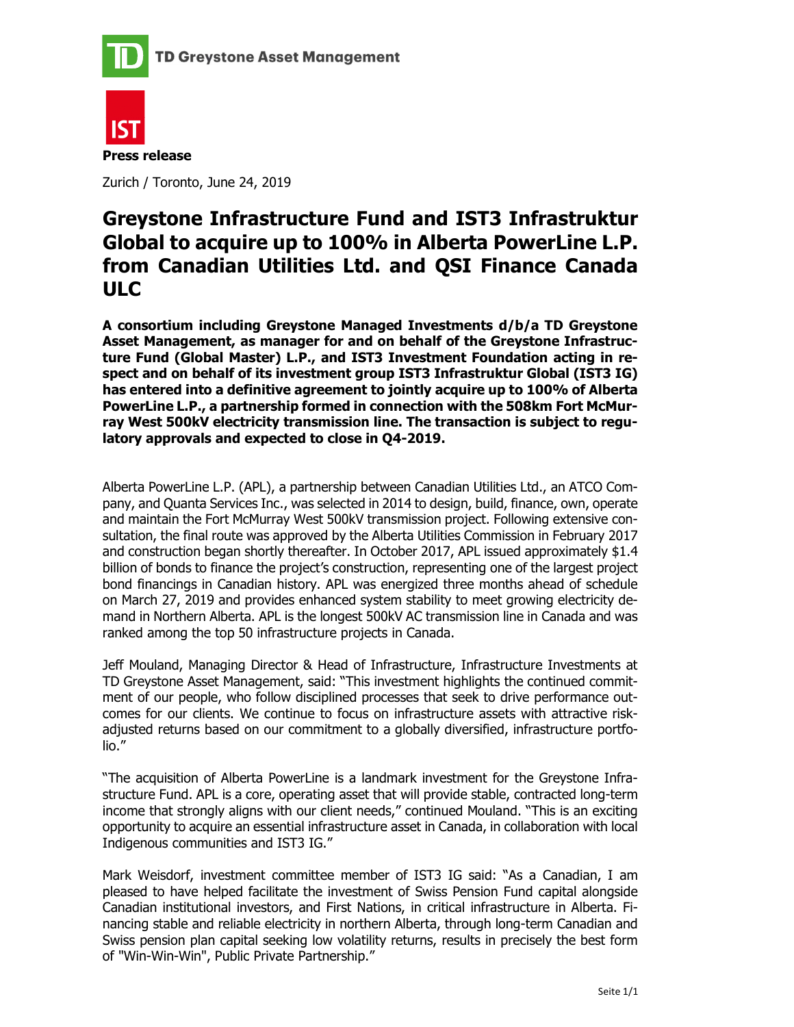TD Greystone Asset Management

IST

**Press release**

Zurich / Toronto, June 24, 2019

# Greystone Infrastructure Fund and IST3 Infrastruktur Global to acquire up to 100% in Alberta PowerLine L.P. from Canadian Utilities Ltd. and QSI Finance Canada ULC

**A consortium including Greystone Managed Investments d/b/a TD Greystone Asset Management, as manager for and on behalf of the Greystone Infrastructure Fund (Global Master) L.P., and IST3 Investment Foundation acting in respect and on behalf of its investment group IST3 Infrastruktur Global (IST3 IG) has entered into a definitive agreement to jointly acquire up to 100% of Alberta PowerLine L.P., a partnership formed in connection with the 508km Fort McMurray West 500kV electricity transmission line. The transaction is subject to regulatory approvals and expected to close in Q4-2019.**

Alberta PowerLine L.P. (APL), a partnership between Canadian Utilities Ltd., an ATCO Company, and Quanta Services Inc., was selected in 2014 to design, build, finance, own, operate and maintain the Fort McMurray West 500kV transmission project. Following extensive consultation, the final route was approved by the Alberta Utilities Commission in February 2017 and construction began shortly thereafter. In October 2017, APL issued approximately $1.4 billion of bonds to finance the project's construction, representing one of the largest project bond financings in Canadian history. APL was energized three months ahead of schedule on March 27, 2019 and provides enhanced system stability to meet growing electricity demand in Northern Alberta. APL is the longest 500kV AC transmission line in Canada and was ranked among the top 50 infrastructure projects in Canada.

Jeff Mouland, Managing Director & Head of Infrastructure, Infrastructure Investments at TD Greystone Asset Management, said: "This investment highlights the continued commitment of our people, who follow disciplined processes that seek to drive performance outcomes for our clients. We continue to focus on infrastructure assets with attractive risk-adjusted returns based on our commitment to a globally diversified, infrastructure portfolio."

"The acquisition of Alberta PowerLine is a landmark investment for the Greystone Infrastructure Fund. APL is a core, operating asset that will provide stable, contracted long-term income that strongly aligns with our client needs," continued Mouland. "This is an exciting opportunity to acquire an essential infrastructure asset in Canada, in collaboration with local Indigenous communities and IST3 IG."

Mark Weisdorf, investment committee member of IST3 IG said: "As a Canadian, I am pleased to have helped facilitate the investment of Swiss Pension Fund capital alongside Canadian institutional investors, and First Nations, in critical infrastructure in Alberta. Financing stable and reliable electricity in northern Alberta, through long-term Canadian and Swiss pension plan capital seeking low volatility returns, results in precisely the best form of "Win-Win-Win", Public Private Partnership."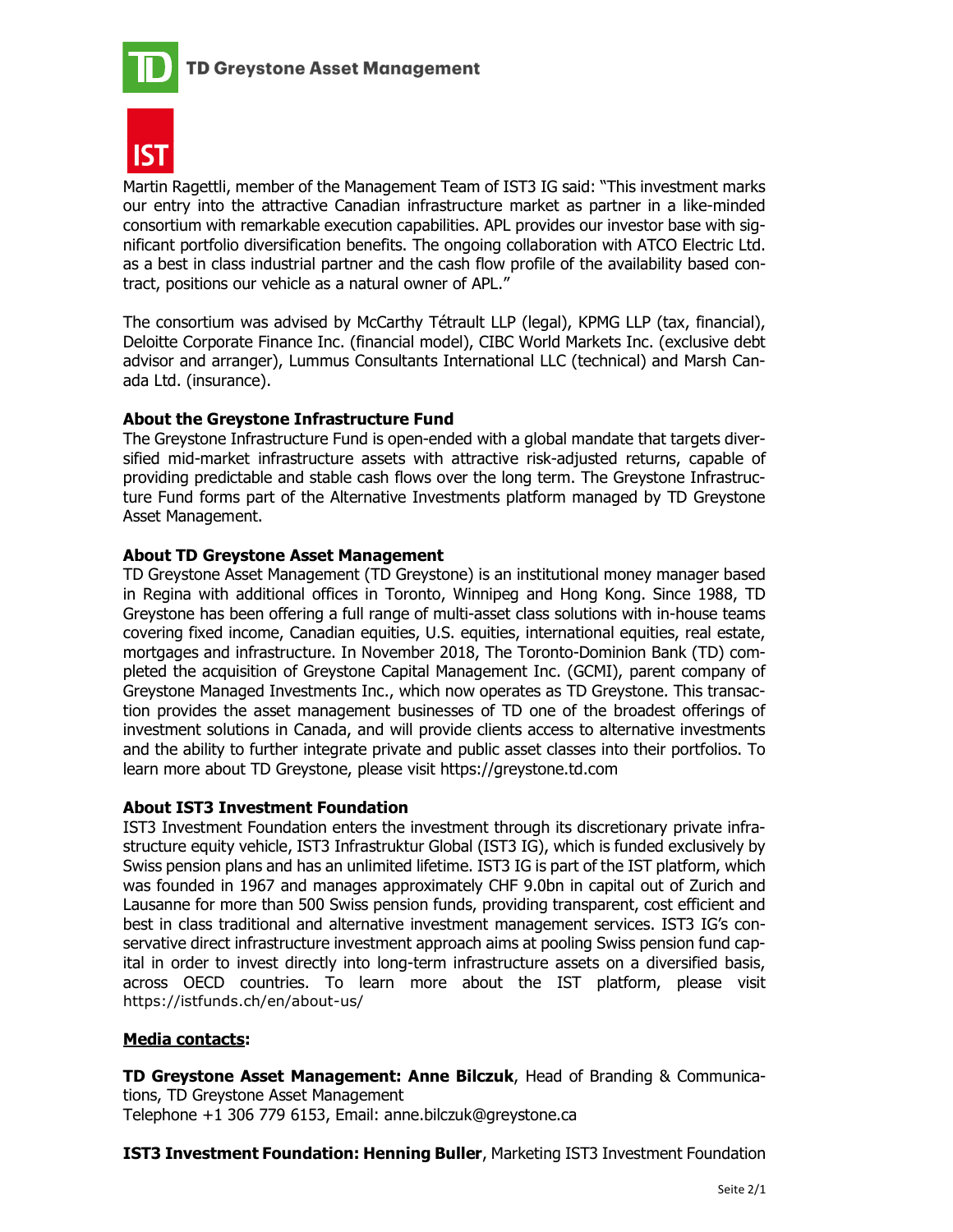Martin Ragettli, member of the Management Team of IST3 IG said: "This investment marks our entry into the attractive Canadian infrastructure market as partner in a like-minded consortium with remarkable execution capabilities. APL provides our investor base with significant portfolio diversification benefits. The ongoing collaboration with ATCO Electric Ltd. as a best in class industrial partner and the cash flow profile of the availability based contract, positions our vehicle as a natural owner of APL."

The consortium was advised by McCarthy Tétrault LLP (legal), KPMG LLP (tax, financial), Deloitte Corporate Finance Inc. (financial model), CIBC World Markets Inc. (exclusive debt advisor and arranger), Lummus Consultants International LLC (technical) and Marsh Canada Ltd. (insurance).

**About the Greystone Infrastructure Fund**

The Greystone Infrastructure Fund is open-ended with a global mandate that targets diversified mid-market infrastructure assets with attractive risk-adjusted returns, capable of providing predictable and stable cash flows over the long term. The Greystone Infrastructure Fund forms part of the Alternative Investments platform managed by TD Greystone Asset Management.

**About TD Greystone Asset Management**

TD Greystone Asset Management (TD Greystone) is an institutional money manager based in Regina with additional offices in Toronto, Winnipeg and Hong Kong. Since 1988, TD Greystone has been offering a full range of multi-asset class solutions with in-house teams covering fixed income, Canadian equities, U.S. equities, international equities, real estate, mortgages and infrastructure. In November 2018, The Toronto-Dominion Bank (TD) completed the acquisition of Greystone Capital Management Inc. (GCMI), parent company of Greystone Managed Investments Inc., which now operates as TD Greystone. This transaction provides the asset management businesses of TD one of the broadest offerings of investment solutions in Canada, and will provide clients access to alternative investments and the ability to further integrate private and public asset classes into their portfolios. To learn more about TD Greystone, please visit https://greystone.td.com

**About IST3 Investment Foundation**

IST3 Investment Foundation enters the investment through its discretionary private infrastructure equity vehicle, IST3 Infrastruktur Global (IST3 IG), which is funded exclusively by Swiss pension plans and has an unlimited lifetime. IST3 IG is part of the IST platform, which was founded in 1967 and manages approximately CHF 9.0bn in capital out of Zurich and Lausanne for more than 500 Swiss pension funds, providing transparent, cost efficient and best in class traditional and alternative investment management services. IST3 IG's conservative direct infrastructure investment approach aims at pooling Swiss pension fund capital in order to invest directly into long-term infrastructure assets on a diversified basis, across OECD countries. To learn more about the IST platform, please visit https://istfunds.ch/en/about-us/

**Media contacts:**

**TD Greystone Asset Management: Anne Bilczuk**, Head of Branding & Communications, TD Greystone Asset Management
Telephone +1 306 779 6153, Email: anne.bilczuk@greystone.ca

**IST3 Investment Foundation: Henning Buller**, Marketing IST3 Investment Foundation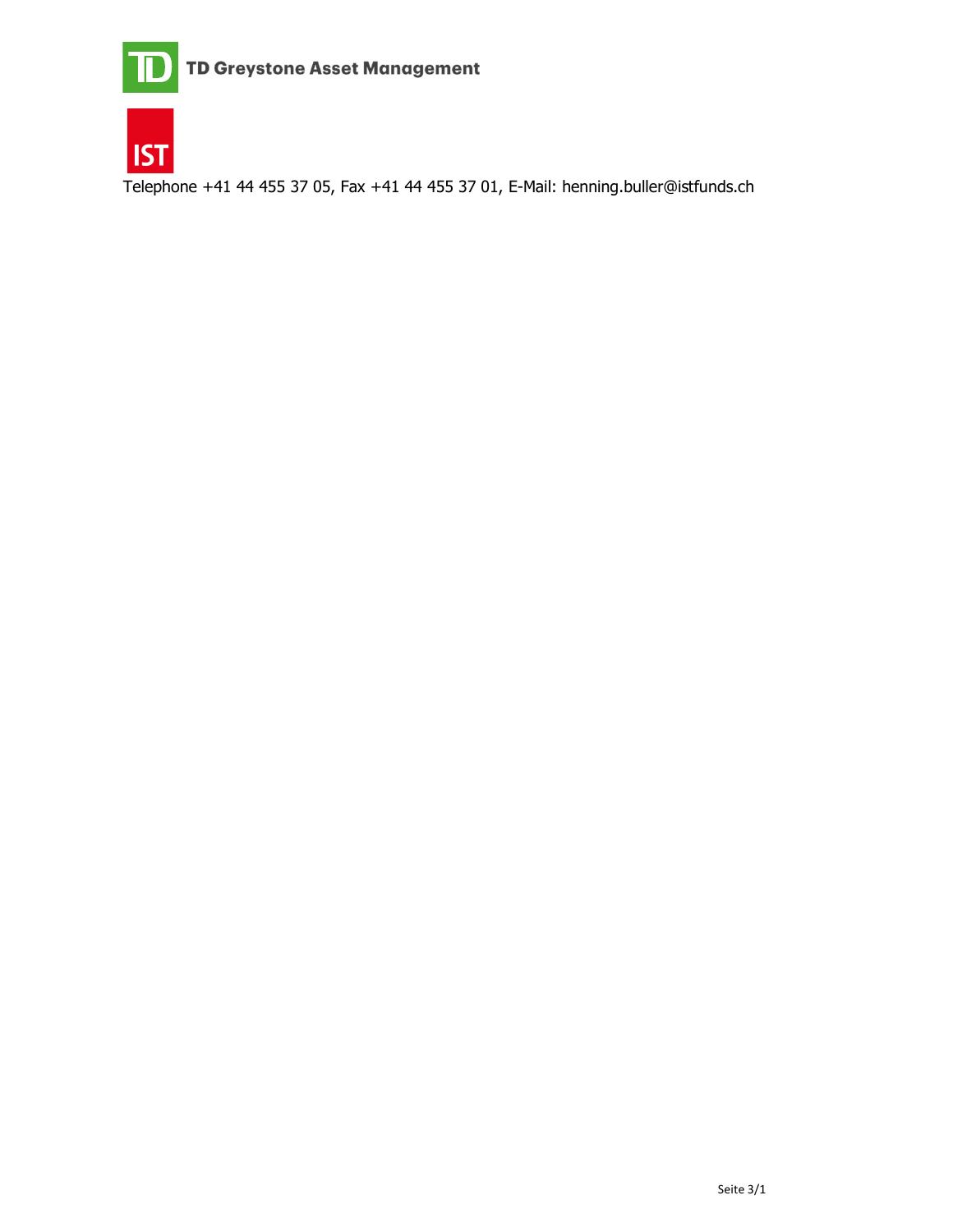TD Greystone Asset Management

IST

Telephone +41 44 455 37 05, Fax +41 44 455 37 01, E-Mail: henning.buller@istfunds.ch